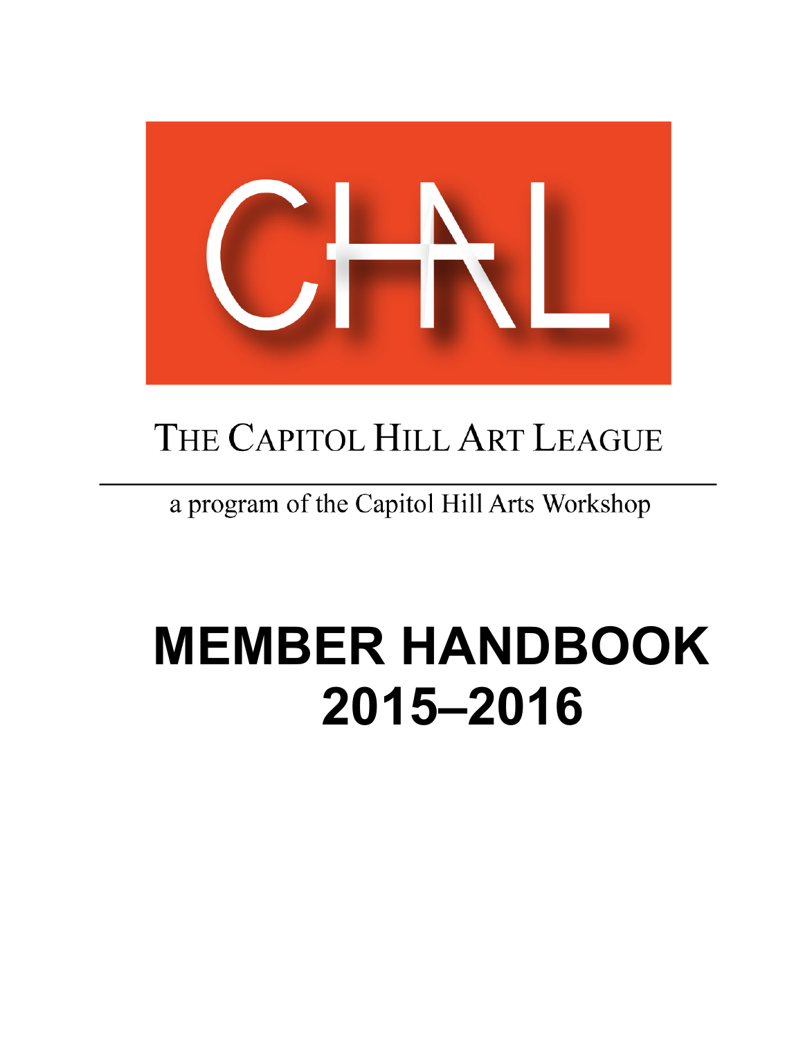CHAL

THE CAPITOL HILL ART LEAGUE

a program of the Capitol Hill Arts Workshop

# MEMBER HANDBOOK 2015–2016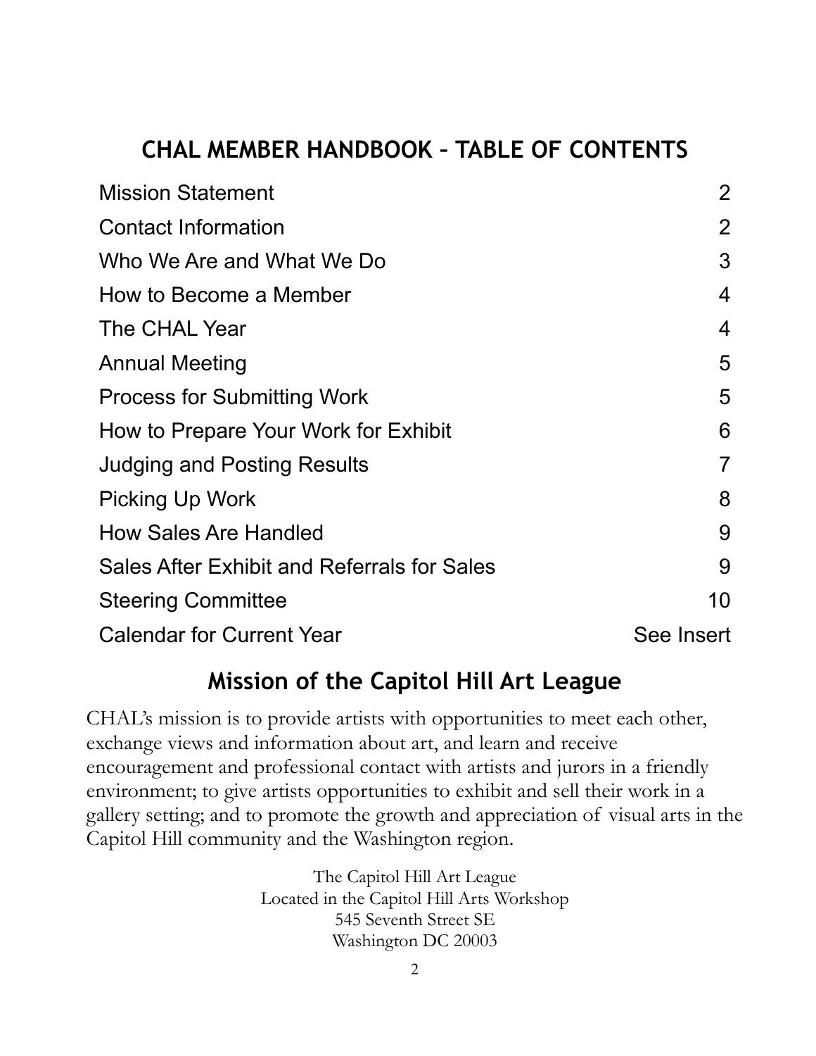## CHAL MEMBER HANDBOOK – TABLE OF CONTENTS

| | |
|---|---|
| Mission Statement | 2 |
| Contact Information | 2 |
| Who We Are and What We Do | 3 |
| How to Become a Member | 4 |
| The CHAL Year | 4 |
| Annual Meeting | 5 |
| Process for Submitting Work | 5 |
| How to Prepare Your Work for Exhibit | 6 |
| Judging and Posting Results | 7 |
| Picking Up Work | 8 |
| How Sales Are Handled | 9 |
| Sales After Exhibit and Referrals for Sales | 9 |
| Steering Committee | 10 |
| Calendar for Current Year | See Insert |

## Mission of the Capitol Hill Art League

CHAL's mission is to provide artists with opportunities to meet each other, exchange views and information about art, and learn and receive encouragement and professional contact with artists and jurors in a friendly environment; to give artists opportunities to exhibit and sell their work in a gallery setting; and to promote the growth and appreciation of visual arts in the Capitol Hill community and the Washington region.

The Capitol Hill Art League
Located in the Capitol Hill Arts Workshop
545 Seventh Street SE
Washington DC 20003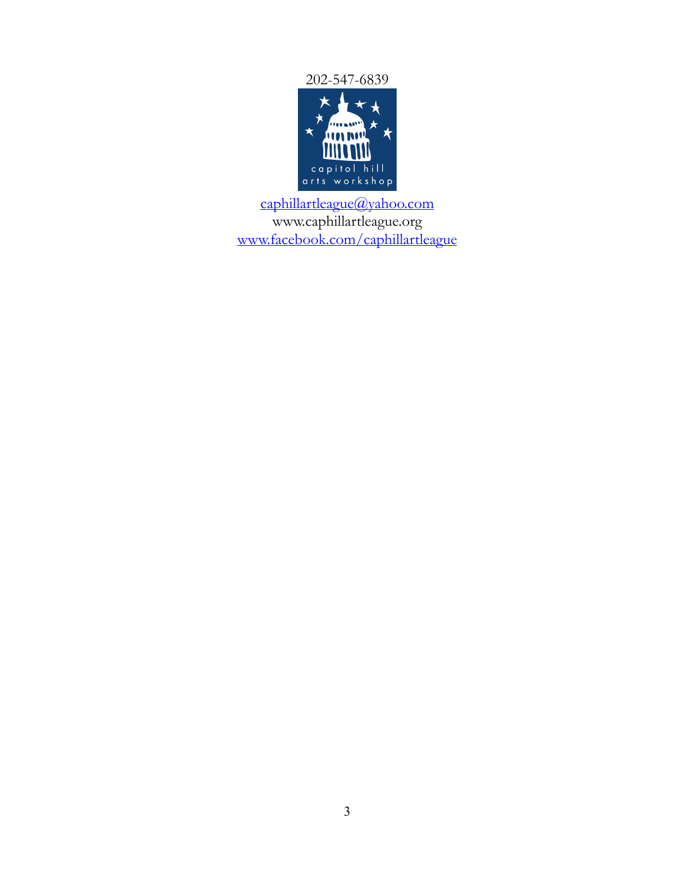202-547-6839

capitol hill
arts workshop

caphillartleague@yahoo.com
www.caphillartleague.org
www.facebook.com/caphillartleague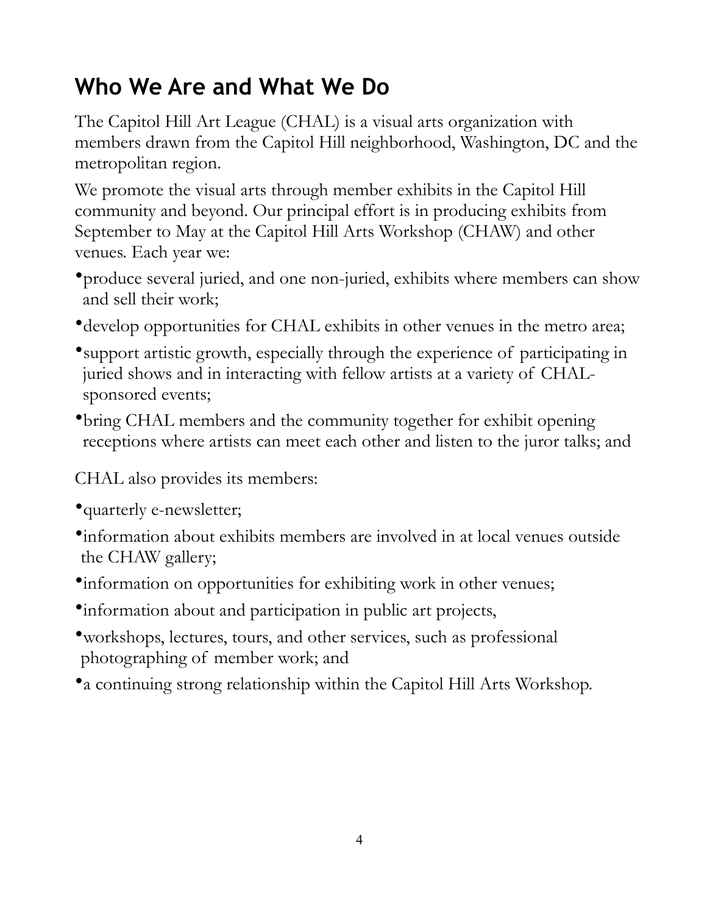## Who We Are and What We Do

The Capitol Hill Art League (CHAL) is a visual arts organization with members drawn from the Capitol Hill neighborhood, Washington, DC and the metropolitan region.

We promote the visual arts through member exhibits in the Capitol Hill community and beyond. Our principal effort is in producing exhibits from September to May at the Capitol Hill Arts Workshop (CHAW) and other venues. Each year we:

- produce several juried, and one non-juried, exhibits where members can show and sell their work;
- develop opportunities for CHAL exhibits in other venues in the metro area;
- support artistic growth, especially through the experience of participating in juried shows and in interacting with fellow artists at a variety of CHAL-sponsored events;
- bring CHAL members and the community together for exhibit opening receptions where artists can meet each other and listen to the juror talks; and

CHAL also provides its members:

- quarterly e-newsletter;
- information about exhibits members are involved in at local venues outside the CHAW gallery;
- information on opportunities for exhibiting work in other venues;
- information about and participation in public art projects,
- workshops, lectures, tours, and other services, such as professional photographing of member work; and
- a continuing strong relationship within the Capitol Hill Arts Workshop.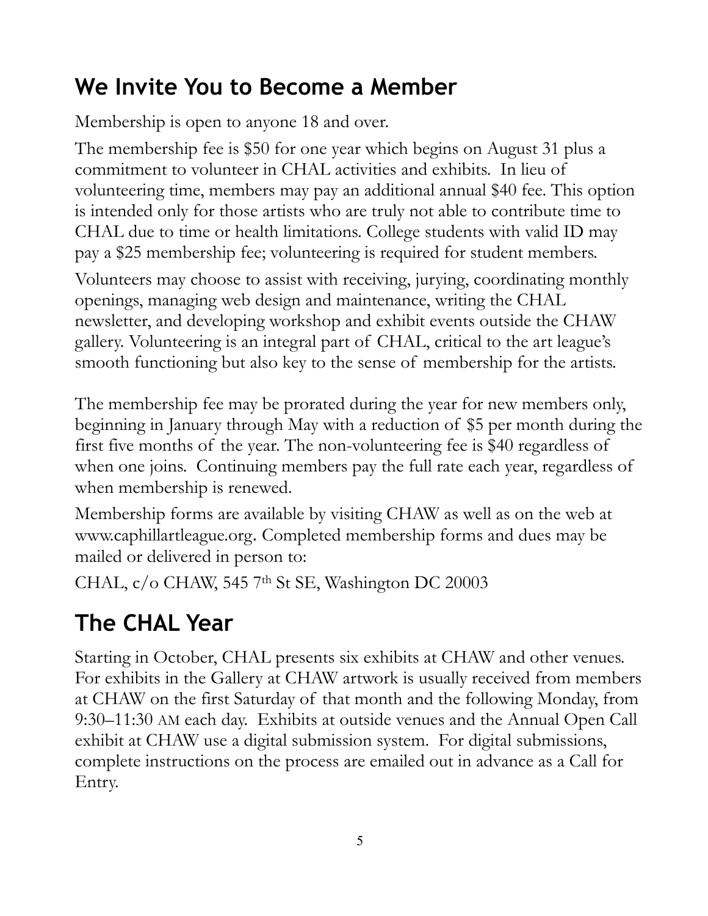## We Invite You to Become a Member

Membership is open to anyone 18 and over.

The membership fee is $50 for one year which begins on August 31 plus a commitment to volunteer in CHAL activities and exhibits. In lieu of volunteering time, members may pay an additional annual $40 fee. This option is intended only for those artists who are truly not able to contribute time to CHAL due to time or health limitations. College students with valid ID may pay a $25 membership fee; volunteering is required for student members.

Volunteers may choose to assist with receiving, jurying, coordinating monthly openings, managing web design and maintenance, writing the CHAL newsletter, and developing workshop and exhibit events outside the CHAW gallery. Volunteering is an integral part of CHAL, critical to the art league's smooth functioning but also key to the sense of membership for the artists.

The membership fee may be prorated during the year for new members only, beginning in January through May with a reduction of $5 per month during the first five months of the year. The non-volunteering fee is $40 regardless of when one joins. Continuing members pay the full rate each year, regardless of when membership is renewed.

Membership forms are available by visiting CHAW as well as on the web at www.caphillartleague.org. Completed membership forms and dues may be mailed or delivered in person to:

CHAL, c/o CHAW, 545 7th St SE, Washington DC 20003

## The CHAL Year

Starting in October, CHAL presents six exhibits at CHAW and other venues. For exhibits in the Gallery at CHAW artwork is usually received from members at CHAW on the first Saturday of that month and the following Monday, from 9:30–11:30 AM each day. Exhibits at outside venues and the Annual Open Call exhibit at CHAW use a digital submission system. For digital submissions, complete instructions on the process are emailed out in advance as a Call for Entry.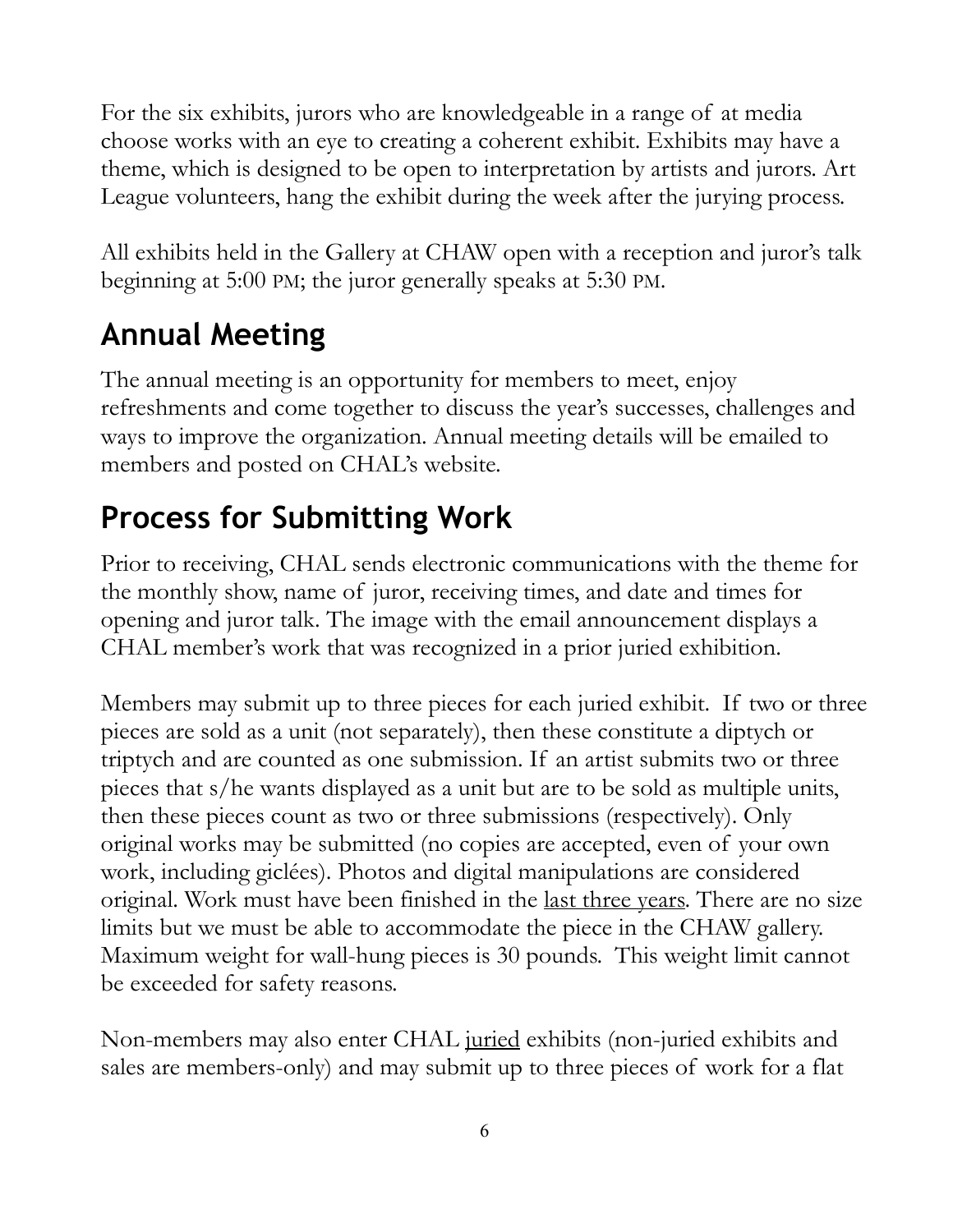For the six exhibits, jurors who are knowledgeable in a range of at media choose works with an eye to creating a coherent exhibit. Exhibits may have a theme, which is designed to be open to interpretation by artists and jurors. Art League volunteers, hang the exhibit during the week after the jurying process.

All exhibits held in the Gallery at CHAW open with a reception and juror's talk beginning at 5:00 PM; the juror generally speaks at 5:30 PM.

## Annual Meeting

The annual meeting is an opportunity for members to meet, enjoy refreshments and come together to discuss the year's successes, challenges and ways to improve the organization. Annual meeting details will be emailed to members and posted on CHAL's website.

## Process for Submitting Work

Prior to receiving, CHAL sends electronic communications with the theme for the monthly show, name of juror, receiving times, and date and times for opening and juror talk. The image with the email announcement displays a CHAL member's work that was recognized in a prior juried exhibition.

Members may submit up to three pieces for each juried exhibit. If two or three pieces are sold as a unit (not separately), then these constitute a diptych or triptych and are counted as one submission. If an artist submits two or three pieces that s/he wants displayed as a unit but are to be sold as multiple units, then these pieces count as two or three submissions (respectively). Only original works may be submitted (no copies are accepted, even of your own work, including giclées). Photos and digital manipulations are considered original. Work must have been finished in the <u>last three years</u>. There are no size limits but we must be able to accommodate the piece in the CHAW gallery. Maximum weight for wall-hung pieces is 30 pounds. This weight limit cannot be exceeded for safety reasons.

Non-members may also enter CHAL <u>juried</u> exhibits (non-juried exhibits and sales are members-only) and may submit up to three pieces of work for a flat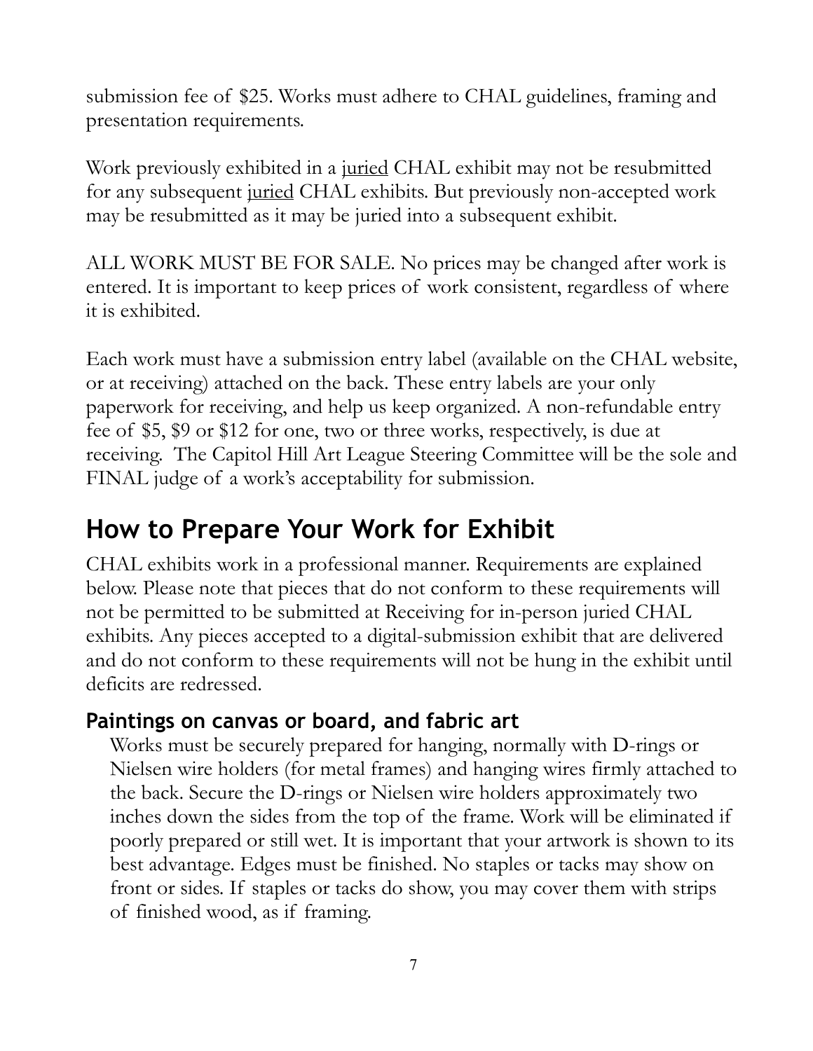submission fee of $25. Works must adhere to CHAL guidelines, framing and presentation requirements.

Work previously exhibited in a juried CHAL exhibit may not be resubmitted for any subsequent juried CHAL exhibits. But previously non-accepted work may be resubmitted as it may be juried into a subsequent exhibit.

ALL WORK MUST BE FOR SALE. No prices may be changed after work is entered. It is important to keep prices of work consistent, regardless of where it is exhibited.

Each work must have a submission entry label (available on the CHAL website, or at receiving) attached on the back. These entry labels are your only paperwork for receiving, and help us keep organized. A non-refundable entry fee of $5, $9 or $12 for one, two or three works, respectively, is due at receiving. The Capitol Hill Art League Steering Committee will be the sole and FINAL judge of a work's acceptability for submission.

## How to Prepare Your Work for Exhibit

CHAL exhibits work in a professional manner. Requirements are explained below. Please note that pieces that do not conform to these requirements will not be permitted to be submitted at Receiving for in-person juried CHAL exhibits. Any pieces accepted to a digital-submission exhibit that are delivered and do not conform to these requirements will not be hung in the exhibit until deficits are redressed.

### Paintings on canvas or board, and fabric art

Works must be securely prepared for hanging, normally with D-rings or Nielsen wire holders (for metal frames) and hanging wires firmly attached to the back. Secure the D-rings or Nielsen wire holders approximately two inches down the sides from the top of the frame. Work will be eliminated if poorly prepared or still wet. It is important that your artwork is shown to its best advantage. Edges must be finished. No staples or tacks may show on front or sides. If staples or tacks do show, you may cover them with strips of finished wood, as if framing.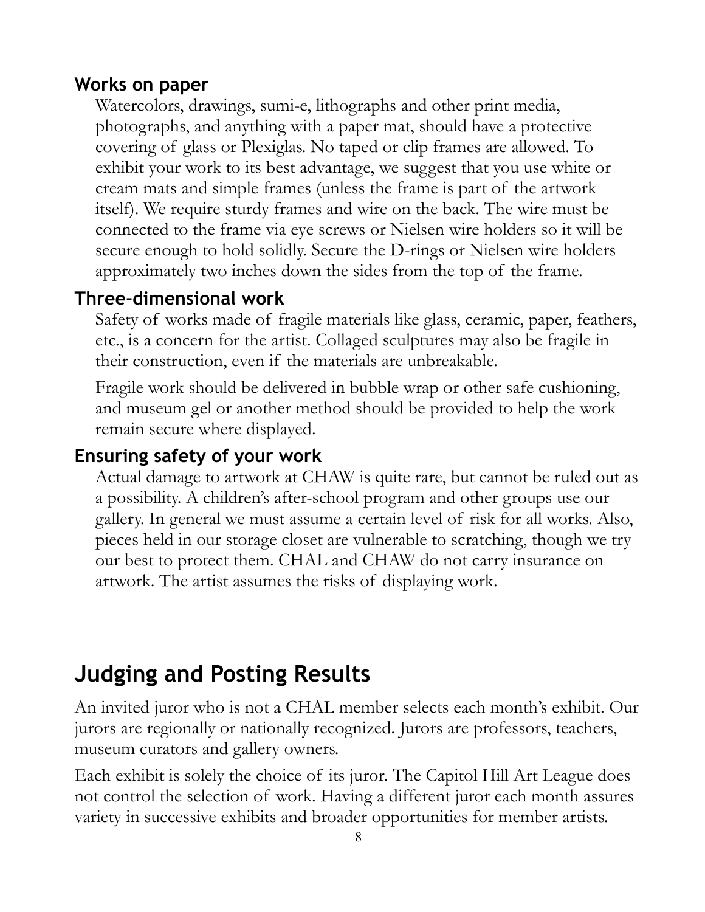### Works on paper

Watercolors, drawings, sumi-e, lithographs and other print media, photographs, and anything with a paper mat, should have a protective covering of glass or Plexiglas. No taped or clip frames are allowed. To exhibit your work to its best advantage, we suggest that you use white or cream mats and simple frames (unless the frame is part of the artwork itself). We require sturdy frames and wire on the back. The wire must be connected to the frame via eye screws or Nielsen wire holders so it will be secure enough to hold solidly. Secure the D-rings or Nielsen wire holders approximately two inches down the sides from the top of the frame.

### Three-dimensional work

Safety of works made of fragile materials like glass, ceramic, paper, feathers, etc., is a concern for the artist. Collaged sculptures may also be fragile in their construction, even if the materials are unbreakable.

Fragile work should be delivered in bubble wrap or other safe cushioning, and museum gel or another method should be provided to help the work remain secure where displayed.

### Ensuring safety of your work

Actual damage to artwork at CHAW is quite rare, but cannot be ruled out as a possibility. A children's after-school program and other groups use our gallery. In general we must assume a certain level of risk for all works. Also, pieces held in our storage closet are vulnerable to scratching, though we try our best to protect them. CHAL and CHAW do not carry insurance on artwork. The artist assumes the risks of displaying work.

## Judging and Posting Results

An invited juror who is not a CHAL member selects each month's exhibit. Our jurors are regionally or nationally recognized. Jurors are professors, teachers, museum curators and gallery owners.

Each exhibit is solely the choice of its juror. The Capitol Hill Art League does not control the selection of work. Having a different juror each month assures variety in successive exhibits and broader opportunities for member artists.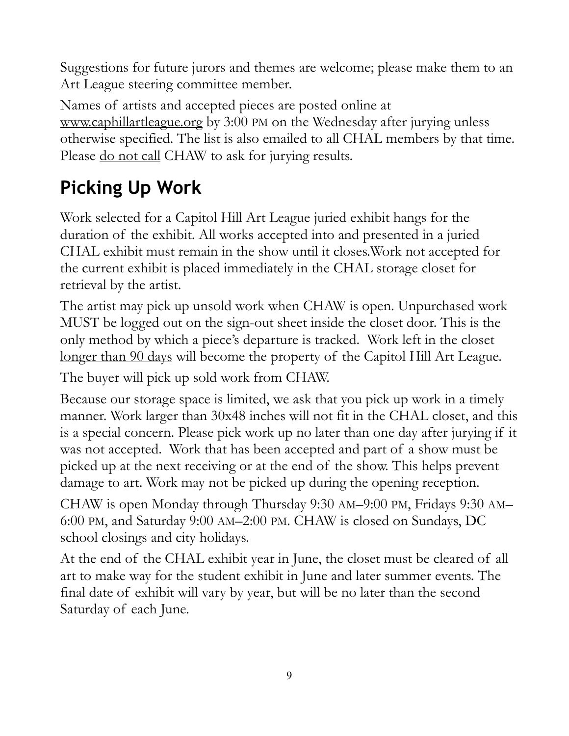Suggestions for future jurors and themes are welcome; please make them to an Art League steering committee member.

Names of artists and accepted pieces are posted online at www.caphillartleague.org by 3:00 PM on the Wednesday after jurying unless otherwise specified. The list is also emailed to all CHAL members by that time. Please do not call CHAW to ask for jurying results.

## Picking Up Work

Work selected for a Capitol Hill Art League juried exhibit hangs for the duration of the exhibit. All works accepted into and presented in a juried CHAL exhibit must remain in the show until it closes.Work not accepted for the current exhibit is placed immediately in the CHAL storage closet for retrieval by the artist.

The artist may pick up unsold work when CHAW is open. Unpurchased work MUST be logged out on the sign-out sheet inside the closet door. This is the only method by which a piece's departure is tracked. Work left in the closet longer than 90 days will become the property of the Capitol Hill Art League.

The buyer will pick up sold work from CHAW.

Because our storage space is limited, we ask that you pick up work in a timely manner. Work larger than 30x48 inches will not fit in the CHAL closet, and this is a special concern. Please pick work up no later than one day after jurying if it was not accepted. Work that has been accepted and part of a show must be picked up at the next receiving or at the end of the show. This helps prevent damage to art. Work may not be picked up during the opening reception.

CHAW is open Monday through Thursday 9:30 AM–9:00 PM, Fridays 9:30 AM–6:00 PM, and Saturday 9:00 AM–2:00 PM. CHAW is closed on Sundays, DC school closings and city holidays.

At the end of the CHAL exhibit year in June, the closet must be cleared of all art to make way for the student exhibit in June and later summer events. The final date of exhibit will vary by year, but will be no later than the second Saturday of each June.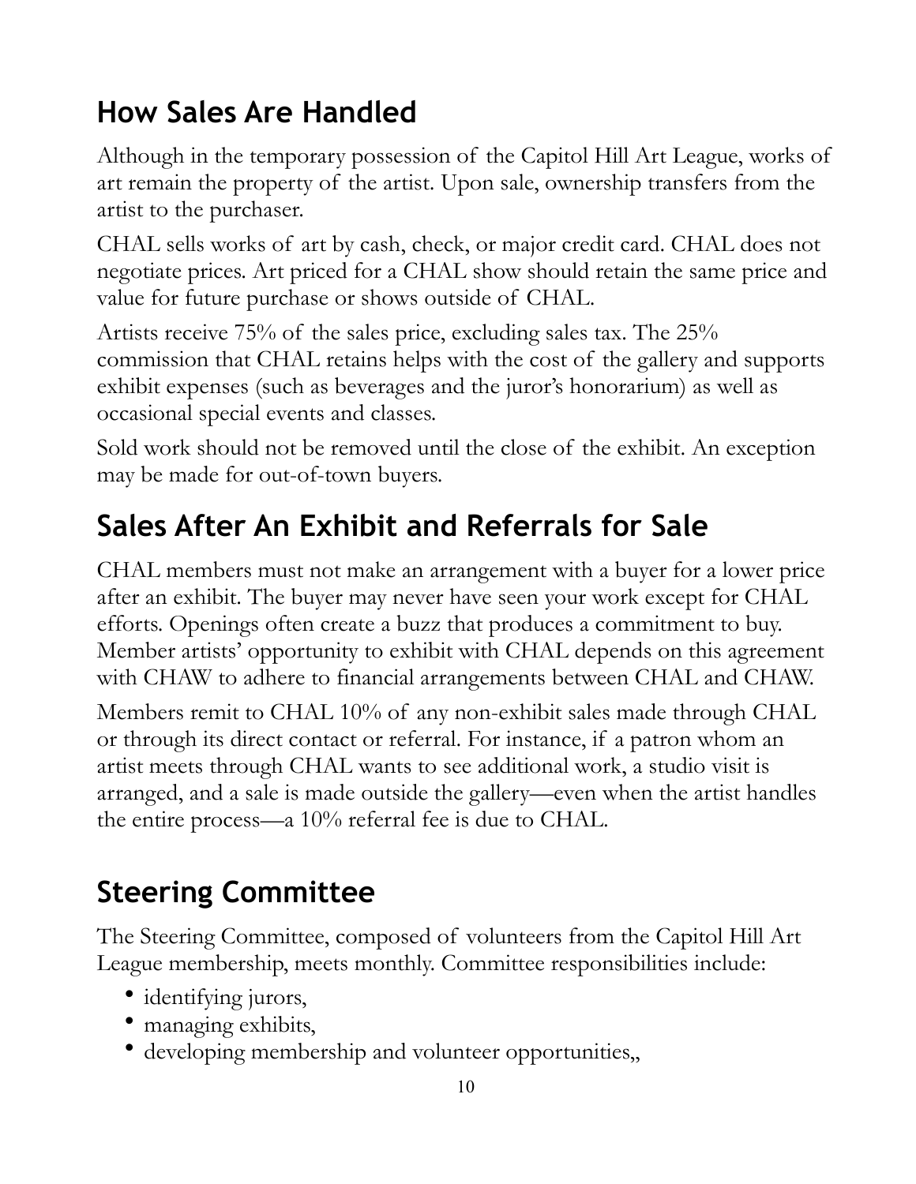## How Sales Are Handled

Although in the temporary possession of the Capitol Hill Art League, works of art remain the property of the artist. Upon sale, ownership transfers from the artist to the purchaser.

CHAL sells works of art by cash, check, or major credit card. CHAL does not negotiate prices. Art priced for a CHAL show should retain the same price and value for future purchase or shows outside of CHAL.

Artists receive 75% of the sales price, excluding sales tax. The 25% commission that CHAL retains helps with the cost of the gallery and supports exhibit expenses (such as beverages and the juror's honorarium) as well as occasional special events and classes.

Sold work should not be removed until the close of the exhibit. An exception may be made for out-of-town buyers.

## Sales After An Exhibit and Referrals for Sale

CHAL members must not make an arrangement with a buyer for a lower price after an exhibit. The buyer may never have seen your work except for CHAL efforts. Openings often create a buzz that produces a commitment to buy. Member artists' opportunity to exhibit with CHAL depends on this agreement with CHAW to adhere to financial arrangements between CHAL and CHAW.

Members remit to CHAL 10% of any non-exhibit sales made through CHAL or through its direct contact or referral. For instance, if a patron whom an artist meets through CHAL wants to see additional work, a studio visit is arranged, and a sale is made outside the gallery—even when the artist handles the entire process—a 10% referral fee is due to CHAL.

## Steering Committee

The Steering Committee, composed of volunteers from the Capitol Hill Art League membership, meets monthly. Committee responsibilities include:

- identifying jurors,
- managing exhibits,
- developing membership and volunteer opportunities,,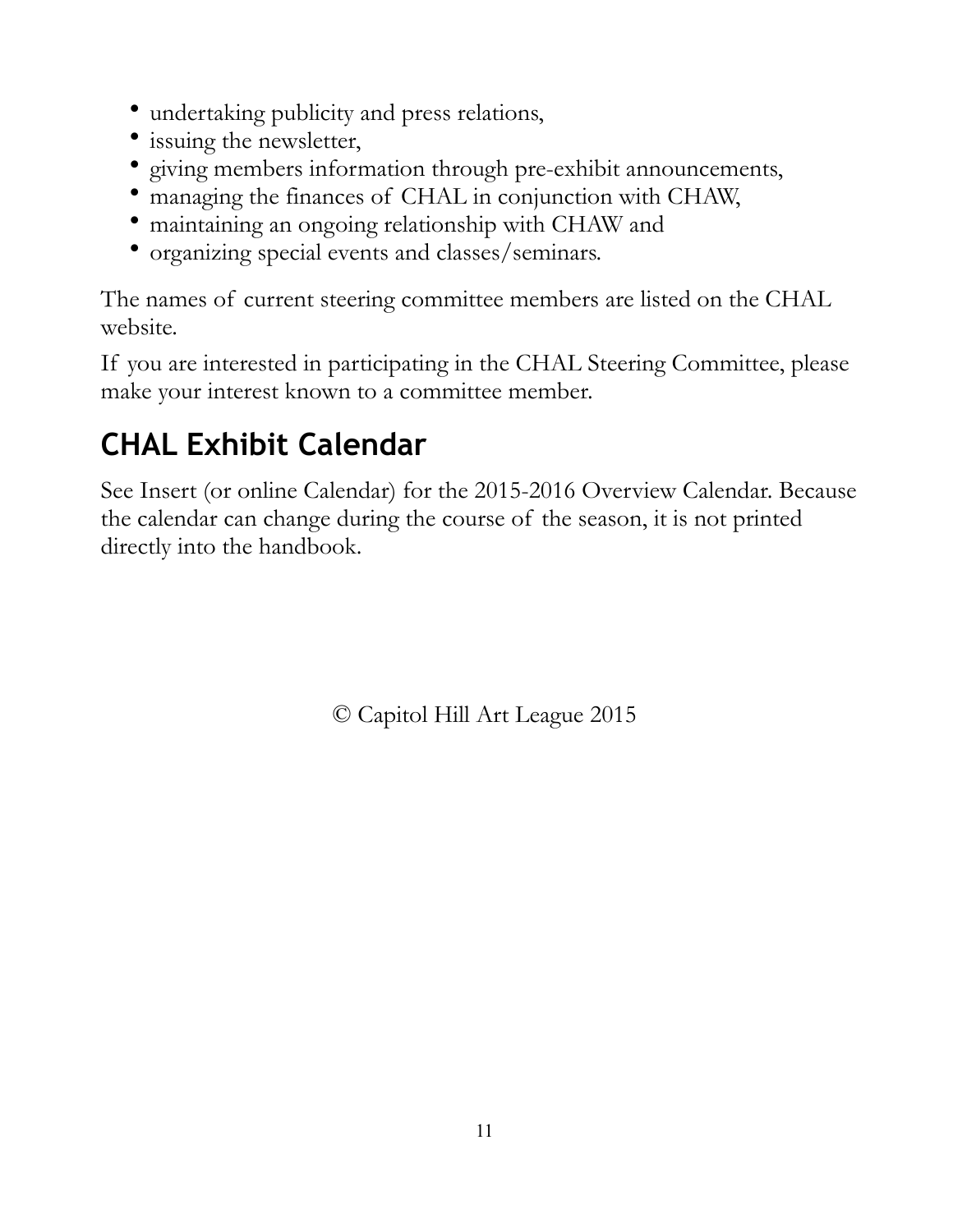- undertaking publicity and press relations,
- issuing the newsletter,
- giving members information through pre-exhibit announcements,
- managing the finances of CHAL in conjunction with CHAW,
- maintaining an ongoing relationship with CHAW and
- organizing special events and classes/seminars.

The names of current steering committee members are listed on the CHAL website.

If you are interested in participating in the CHAL Steering Committee, please make your interest known to a committee member.

## CHAL Exhibit Calendar

See Insert (or online Calendar) for the 2015-2016 Overview Calendar. Because the calendar can change during the course of the season, it is not printed directly into the handbook.

© Capitol Hill Art League 2015